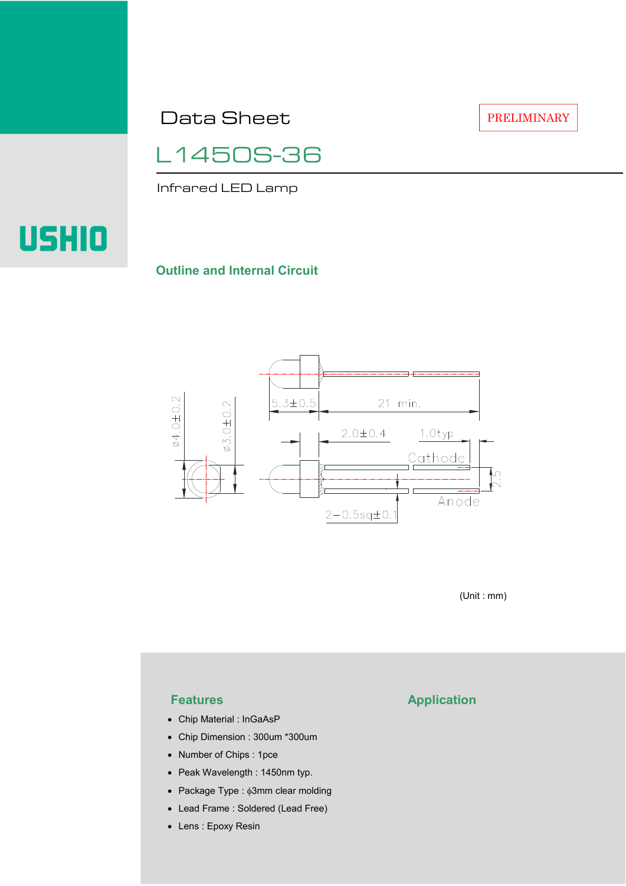# Data Sheet

PRELIMINARY

## L1450S-36

Infrared LED Lamp

USHIO

### Outline and Internal Circuit

ϕ4.0±0.2

ϕ3.0±0.2

5.3±0.5

21 min.

2.0±0.4

1.0typ

Cathode

2.5

Anode

2−0.5sq±0.1

(Unit : mm)

### Features

- Chip Material : InGaAsP
- Chip Dimension : 300um *300um
- Number of Chips : 1pce
- Peak Wavelength : 1450nm typ.
- Package Type : ϕ3mm clear molding
- Lead Frame : Soldered (Lead Free)
- Lens : Epoxy Resin

### Application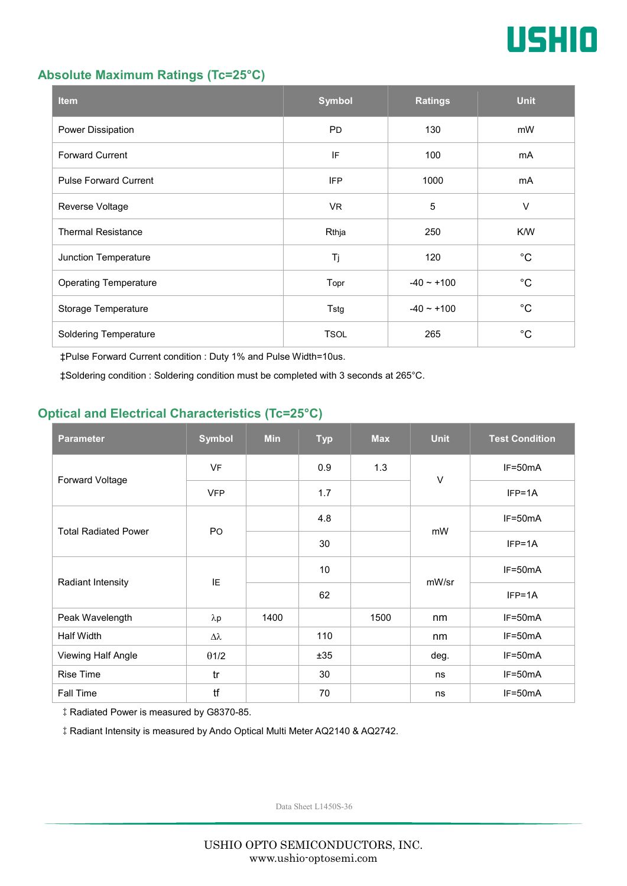## Absolute Maximum Ratings (Tc=25°C)

| Item | Symbol | Ratings | Unit |
|---|---|---|---|
| Power Dissipation | PD | 130 | mW |
| Forward Current | IF | 100 | mA |
| Pulse Forward Current | IFP | 1000 | mA |
| Reverse Voltage | VR | 5 | V |
| Thermal Resistance | Rthja | 250 | K/W |
| Junction Temperature | Tj | 120 | °C |
| Operating Temperature | Topr | -40 ~ +100 | °C |
| Storage Temperature | Tstg | -40 ~ +100 | °C |
| Soldering Temperature | TSOL | 265 | °C |

‡Pulse Forward Current condition : Duty 1% and Pulse Width=10us.

‡Soldering condition : Soldering condition must be completed with 3 seconds at 265°C.

## Optical and Electrical Characteristics (Tc=25°C)

| Parameter | Symbol | Min | Typ | Max | Unit | Test Condition |
|---|---|---|---|---|---|---|
| Forward Voltage | VF | | 0.9 | 1.3 | V | IF=50mA |
| | VFP | | 1.7 | | | IFP=1A |
| Total Radiated Power | PO | | 4.8 | | mW | IF=50mA |
| | | | 30 | | | IFP=1A |
| Radiant Intensity | IE | | 10 | | mW/sr | IF=50mA |
| | | | 62 | | | IFP=1A |
| Peak Wavelength | λp | 1400 | | 1500 | nm | IF=50mA |
| Half Width | Δλ | | 110 | | nm | IF=50mA |
| Viewing Half Angle | θ1/2 | | ±35 | | deg. | IF=50mA |
| Rise Time | tr | | 30 | | ns | IF=50mA |
| Fall Time | tf | | 70 | | ns | IF=50mA |

‡ Radiated Power is measured by G8370-85.

‡ Radiant Intensity is measured by Ando Optical Multi Meter AQ2140 & AQ2742.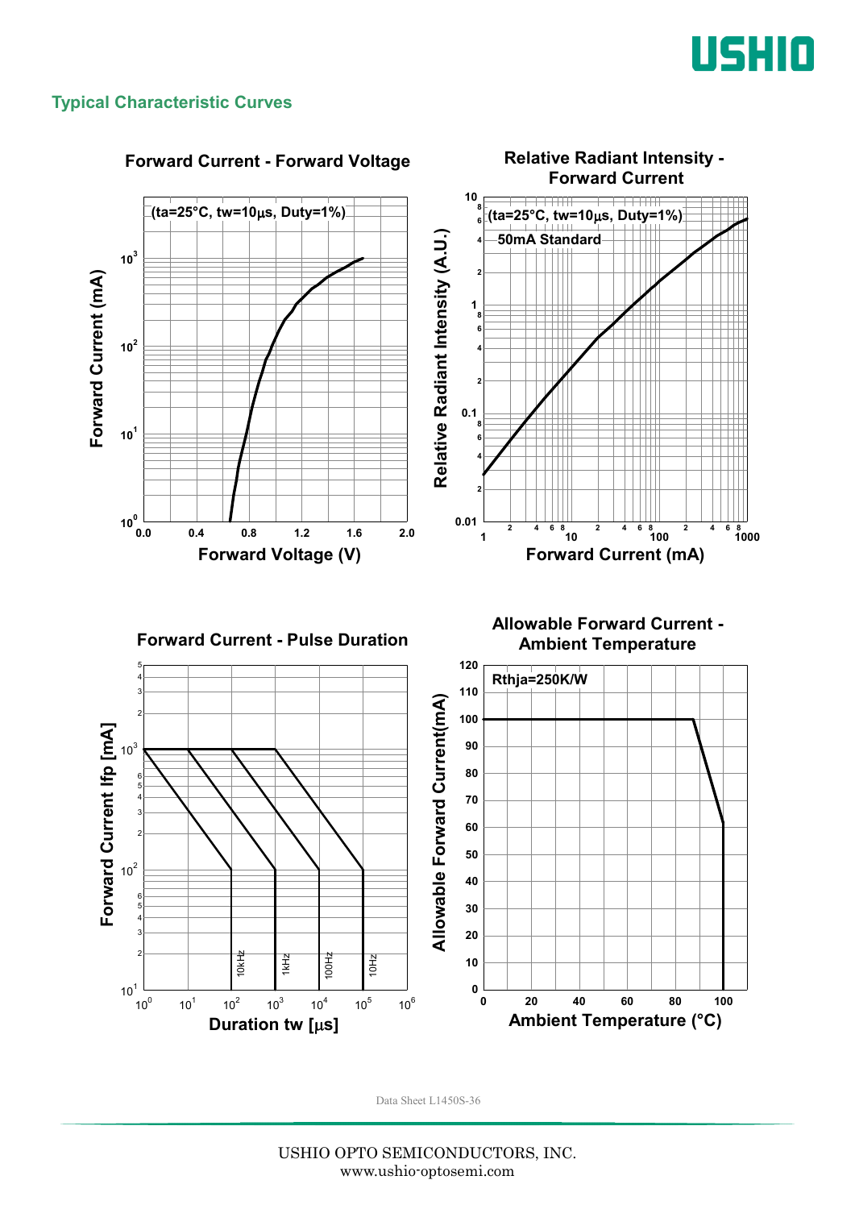## Typical Characteristic Curves

**Forward Current - Forward Voltage**

(ta=25°C, tw=10μs, Duty=1%)

Forward Current (mA) vs. Forward Voltage (V)

**Relative Radiant Intensity - Forward Current**

(ta=25°C, tw=10μs, Duty=1%)

50mA Standard

Relative Radiant Intensity (A.U.) vs. Forward Current (mA)

**Forward Current - Pulse Duration**

Forward Current Ifp [mA] vs. Duration tw [μs]

10kHz, 1kHz, 100Hz, 10Hz

**Allowable Forward Current - Ambient Temperature**

Rthja=250K/W

Allowable Forward Current(mA) vs. Ambient Temperature (°C)

Data Sheet L1450S-36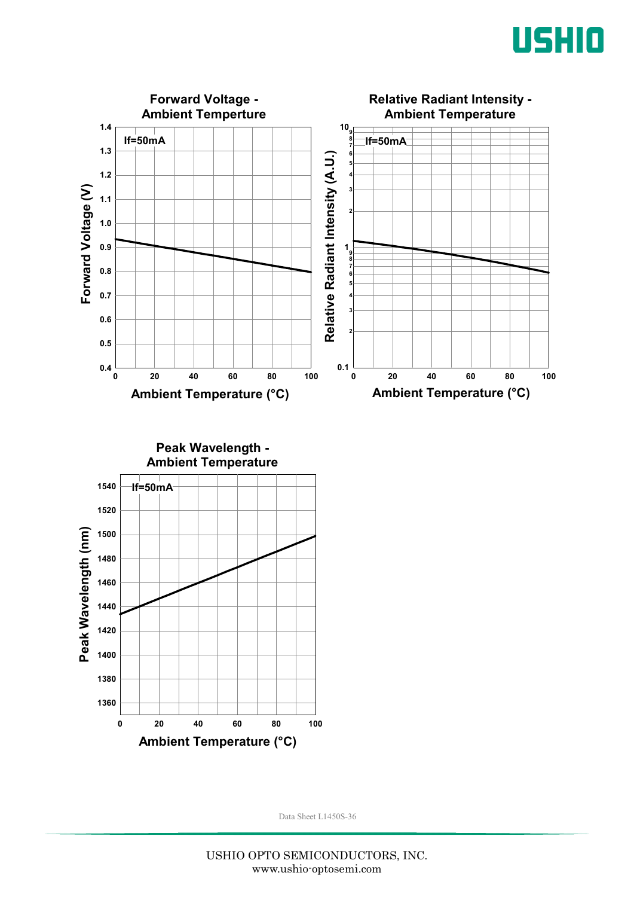**Forward Voltage - Ambient Temperture**

If=50mA

Forward Voltage (V)

Ambient Temperature (°C)

**Relative Radiant Intensity - Ambient Temperature**

If=50mA

Relative Radiant Intensity (A.U.)

Ambient Temperature (°C)

**Peak Wavelength - Ambient Temperature**

If=50mA

Peak Wavelength (nm)

Ambient Temperature (°C)

Data Sheet L1450S-36

USHIO OPTO SEMICONDUCTORS, INC.
www.ushio-optosemi.com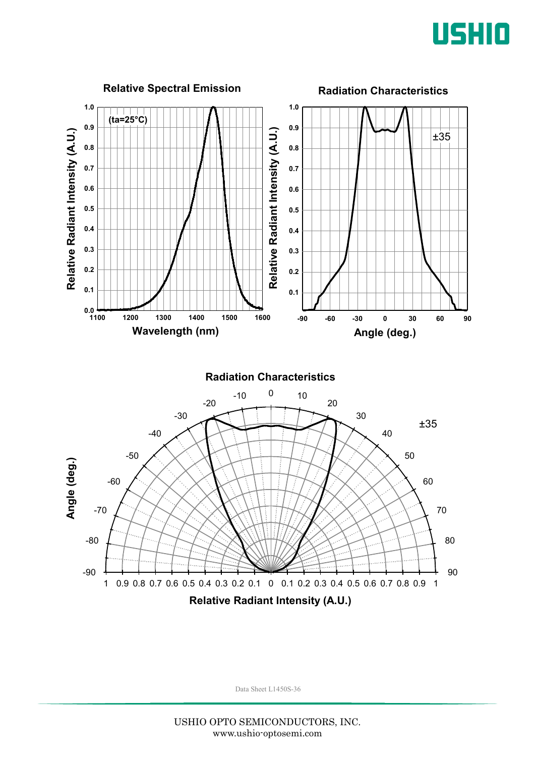## Relative Spectral Emission

(ta=25°C)

Relative Radiant Intensity (A.U.) vs. Wavelength (nm)

## Radiation Characteristics

±35

Relative Radiant Intensity (A.U.) vs. Angle (deg.)

## Radiation Characteristics

±35

Angle (deg.)

Relative Radiant Intensity (A.U.)

Data Sheet L1450S-36

USHIO OPTO SEMICONDUCTORS, INC.
www.ushio-optosemi.com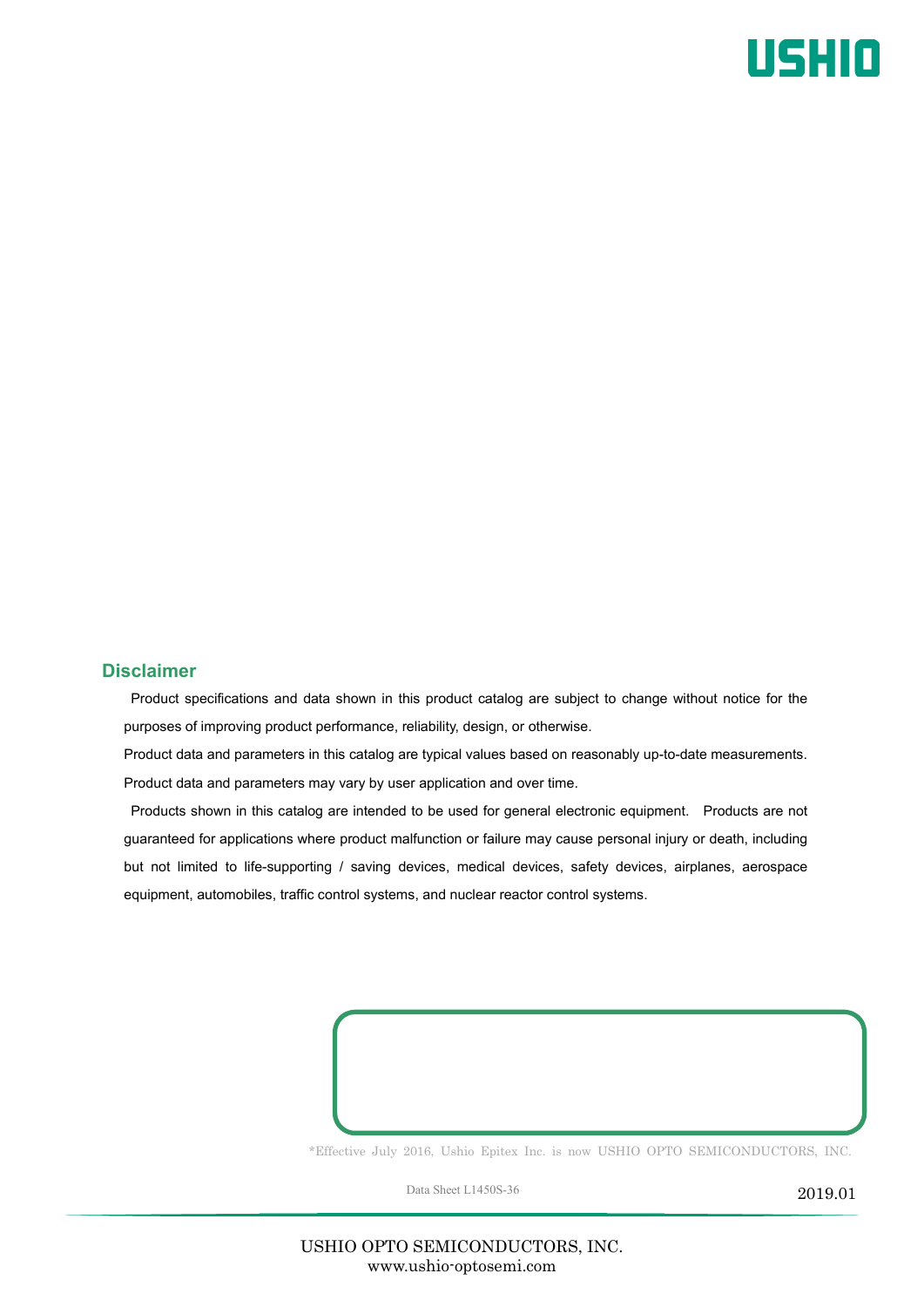## Disclaimer

Product specifications and data shown in this product catalog are subject to change without notice for the purposes of improving product performance, reliability, design, or otherwise.

Product data and parameters in this catalog are typical values based on reasonably up-to-date measurements. Product data and parameters may vary by user application and over time.

Products shown in this catalog are intended to be used for general electronic equipment. Products are not guaranteed for applications where product malfunction or failure may cause personal injury or death, including but not limited to life-supporting / saving devices, medical devices, safety devices, airplanes, aerospace equipment, automobiles, traffic control systems, and nuclear reactor control systems.

*Effective July 2016, Ushio Epitex Inc. is now USHIO OPTO SEMICONDUCTORS, INC.

Data Sheet L1450S-36

2019.01

USHIO OPTO SEMICONDUCTORS, INC.
www.ushio-optosemi.com